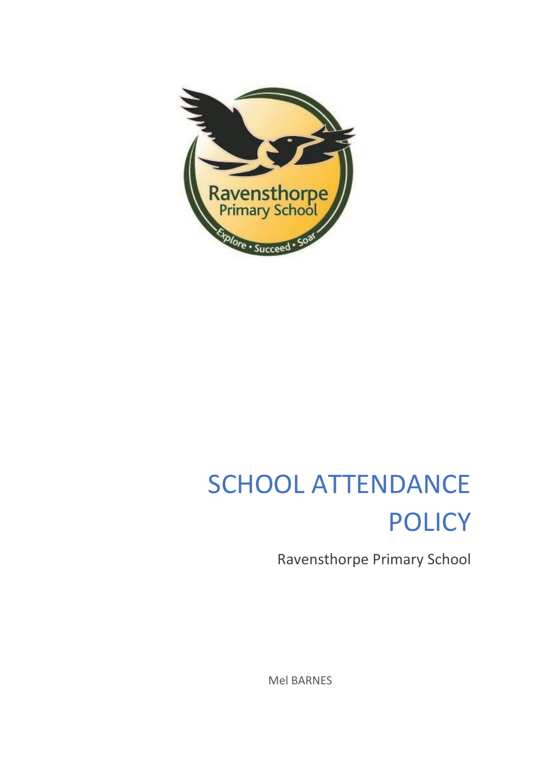# SCHOOL ATTENDANCE POLICY

Ravensthorpe Primary School

Mel BARNES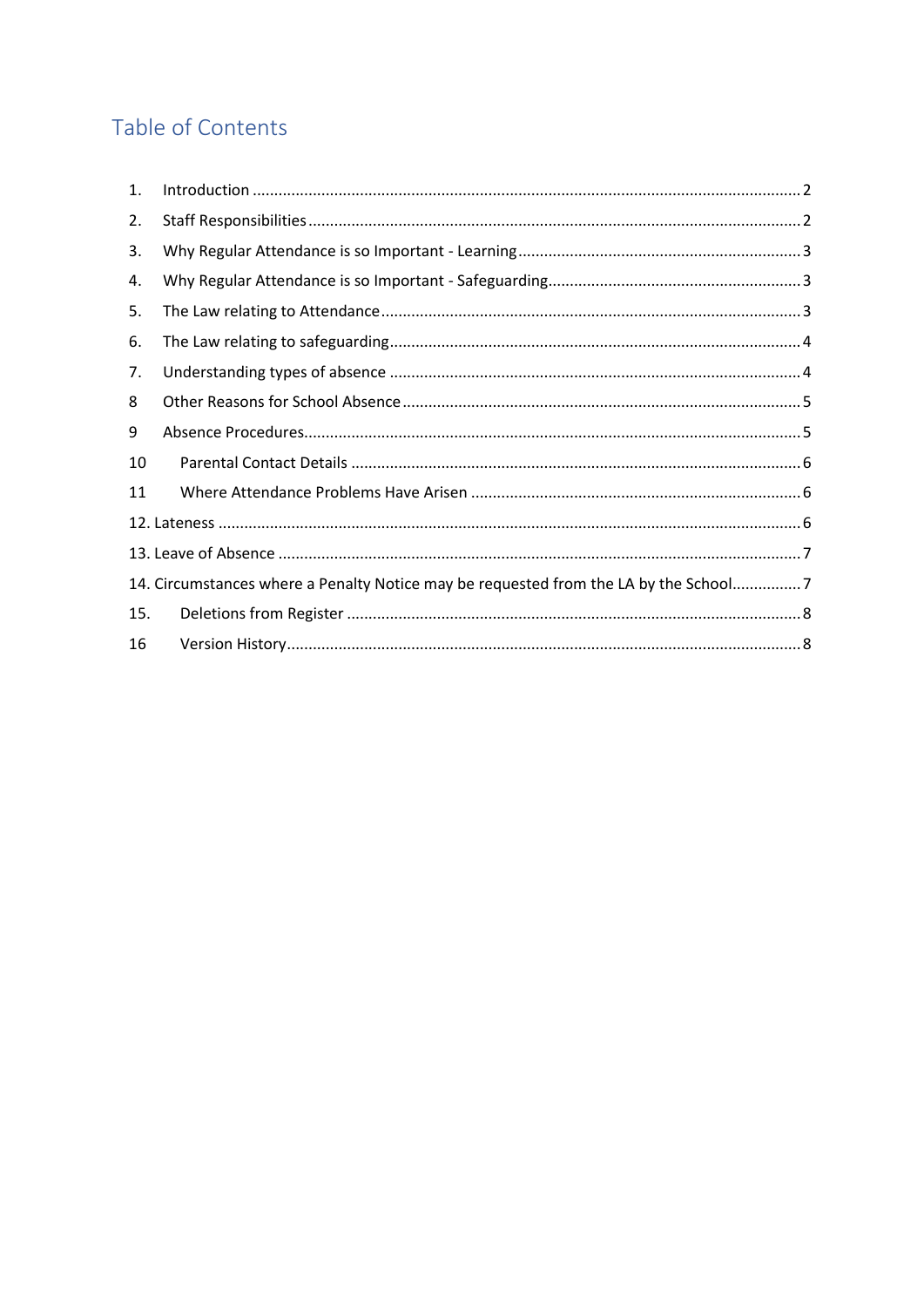## Table of Contents

1. Introduction .......... 2
2. Staff Responsibilities .......... 2
3. Why Regular Attendance is so Important - Learning .......... 3
4. Why Regular Attendance is so Important - Safeguarding .......... 3
5. The Law relating to Attendance .......... 3
6. The Law relating to safeguarding .......... 4
7. Understanding types of absence .......... 4
8 Other Reasons for School Absence .......... 5
9 Absence Procedures .......... 5
10 Parental Contact Details .......... 6
11 Where Attendance Problems Have Arisen .......... 6
12. Lateness .......... 6
13. Leave of Absence .......... 7
14. Circumstances where a Penalty Notice may be requested from the LA by the School .......... 7
15. Deletions from Register .......... 8
16 Version History .......... 8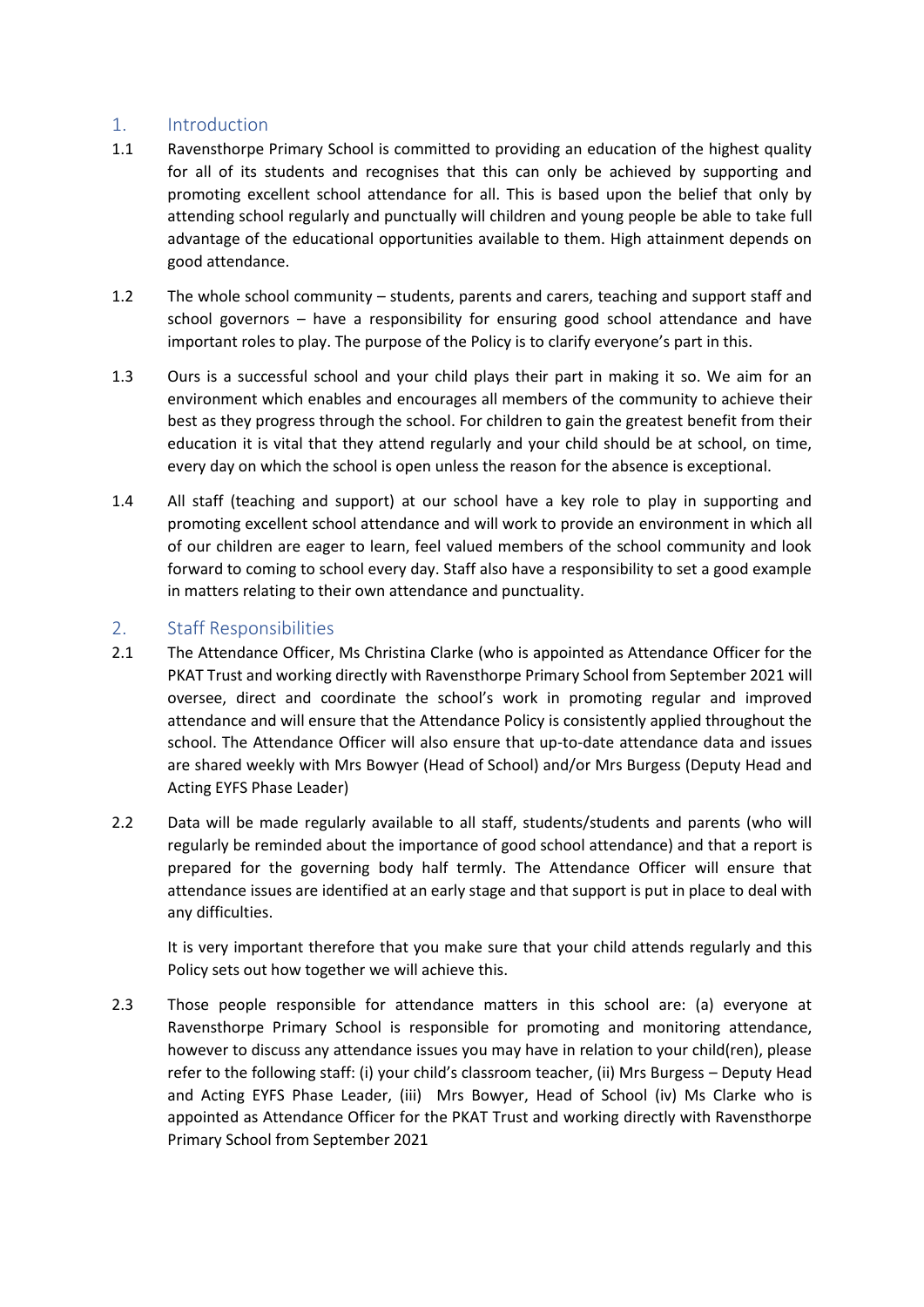## 1. Introduction

1.1 Ravensthorpe Primary School is committed to providing an education of the highest quality for all of its students and recognises that this can only be achieved by supporting and promoting excellent school attendance for all. This is based upon the belief that only by attending school regularly and punctually will children and young people be able to take full advantage of the educational opportunities available to them. High attainment depends on good attendance.

1.2 The whole school community – students, parents and carers, teaching and support staff and school governors – have a responsibility for ensuring good school attendance and have important roles to play. The purpose of the Policy is to clarify everyone's part in this.

1.3 Ours is a successful school and your child plays their part in making it so. We aim for an environment which enables and encourages all members of the community to achieve their best as they progress through the school. For children to gain the greatest benefit from their education it is vital that they attend regularly and your child should be at school, on time, every day on which the school is open unless the reason for the absence is exceptional.

1.4 All staff (teaching and support) at our school have a key role to play in supporting and promoting excellent school attendance and will work to provide an environment in which all of our children are eager to learn, feel valued members of the school community and look forward to coming to school every day. Staff also have a responsibility to set a good example in matters relating to their own attendance and punctuality.

## 2. Staff Responsibilities

2.1 The Attendance Officer, Ms Christina Clarke (who is appointed as Attendance Officer for the PKAT Trust and working directly with Ravensthorpe Primary School from September 2021 will oversee, direct and coordinate the school's work in promoting regular and improved attendance and will ensure that the Attendance Policy is consistently applied throughout the school. The Attendance Officer will also ensure that up-to-date attendance data and issues are shared weekly with Mrs Bowyer (Head of School) and/or Mrs Burgess (Deputy Head and Acting EYFS Phase Leader)

2.2 Data will be made regularly available to all staff, students/students and parents (who will regularly be reminded about the importance of good school attendance) and that a report is prepared for the governing body half termly. The Attendance Officer will ensure that attendance issues are identified at an early stage and that support is put in place to deal with any difficulties.

It is very important therefore that you make sure that your child attends regularly and this Policy sets out how together we will achieve this.

2.3 Those people responsible for attendance matters in this school are: (a) everyone at Ravensthorpe Primary School is responsible for promoting and monitoring attendance, however to discuss any attendance issues you may have in relation to your child(ren), please refer to the following staff: (i) your child's classroom teacher, (ii) Mrs Burgess – Deputy Head and Acting EYFS Phase Leader, (iii) Mrs Bowyer, Head of School (iv) Ms Clarke who is appointed as Attendance Officer for the PKAT Trust and working directly with Ravensthorpe Primary School from September 2021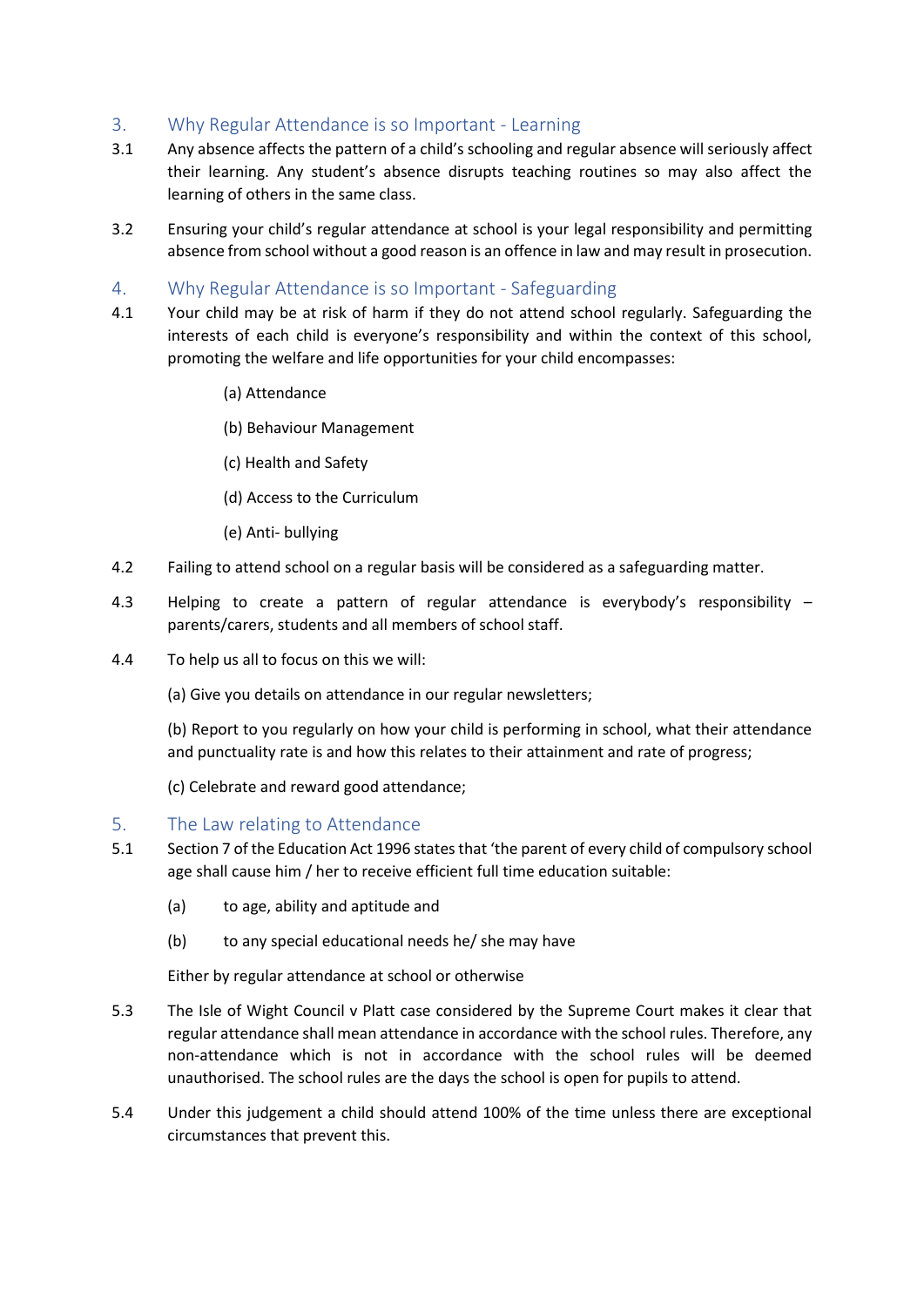## 3. Why Regular Attendance is so Important - Learning

3.1 Any absence affects the pattern of a child's schooling and regular absence will seriously affect their learning. Any student's absence disrupts teaching routines so may also affect the learning of others in the same class.

3.2 Ensuring your child's regular attendance at school is your legal responsibility and permitting absence from school without a good reason is an offence in law and may result in prosecution.

## 4. Why Regular Attendance is so Important - Safeguarding

4.1 Your child may be at risk of harm if they do not attend school regularly. Safeguarding the interests of each child is everyone's responsibility and within the context of this school, promoting the welfare and life opportunities for your child encompasses:

(a) Attendance

(b) Behaviour Management

(c) Health and Safety

(d) Access to the Curriculum

(e) Anti- bullying

4.2 Failing to attend school on a regular basis will be considered as a safeguarding matter.

4.3 Helping to create a pattern of regular attendance is everybody's responsibility – parents/carers, students and all members of school staff.

4.4 To help us all to focus on this we will:

(a) Give you details on attendance in our regular newsletters;

(b) Report to you regularly on how your child is performing in school, what their attendance and punctuality rate is and how this relates to their attainment and rate of progress;

(c) Celebrate and reward good attendance;

## 5. The Law relating to Attendance

5.1 Section 7 of the Education Act 1996 states that 'the parent of every child of compulsory school age shall cause him / her to receive efficient full time education suitable:

(a) to age, ability and aptitude and

(b) to any special educational needs he/ she may have

Either by regular attendance at school or otherwise

5.3 The Isle of Wight Council v Platt case considered by the Supreme Court makes it clear that regular attendance shall mean attendance in accordance with the school rules. Therefore, any non-attendance which is not in accordance with the school rules will be deemed unauthorised. The school rules are the days the school is open for pupils to attend.

5.4 Under this judgement a child should attend 100% of the time unless there are exceptional circumstances that prevent this.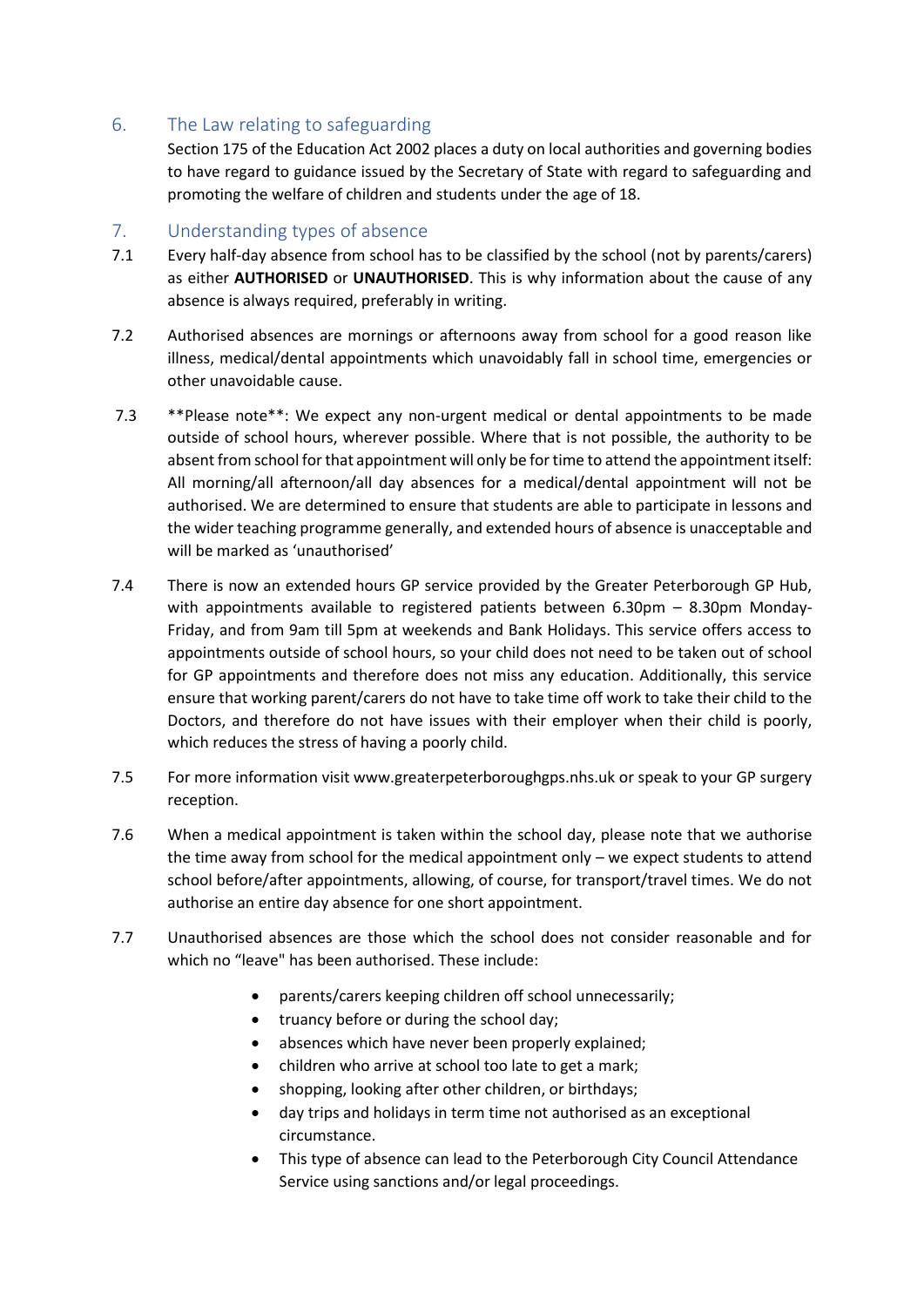## 6. The Law relating to safeguarding

Section 175 of the Education Act 2002 places a duty on local authorities and governing bodies to have regard to guidance issued by the Secretary of State with regard to safeguarding and promoting the welfare of children and students under the age of 18.

## 7. Understanding types of absence

7.1 Every half-day absence from school has to be classified by the school (not by parents/carers) as either **AUTHORISED** or **UNAUTHORISED**. This is why information about the cause of any absence is always required, preferably in writing.

7.2 Authorised absences are mornings or afternoons away from school for a good reason like illness, medical/dental appointments which unavoidably fall in school time, emergencies or other unavoidable cause.

7.3 **Please note**: We expect any non-urgent medical or dental appointments to be made outside of school hours, wherever possible. Where that is not possible, the authority to be absent from school for that appointment will only be for time to attend the appointment itself: All morning/all afternoon/all day absences for a medical/dental appointment will not be authorised. We are determined to ensure that students are able to participate in lessons and the wider teaching programme generally, and extended hours of absence is unacceptable and will be marked as 'unauthorised'

7.4 There is now an extended hours GP service provided by the Greater Peterborough GP Hub, with appointments available to registered patients between 6.30pm – 8.30pm Monday-Friday, and from 9am till 5pm at weekends and Bank Holidays. This service offers access to appointments outside of school hours, so your child does not need to be taken out of school for GP appointments and therefore does not miss any education. Additionally, this service ensure that working parent/carers do not have to take time off work to take their child to the Doctors, and therefore do not have issues with their employer when their child is poorly, which reduces the stress of having a poorly child.

7.5 For more information visit www.greaterpeterboroughgps.nhs.uk or speak to your GP surgery reception.

7.6 When a medical appointment is taken within the school day, please note that we authorise the time away from school for the medical appointment only – we expect students to attend school before/after appointments, allowing, of course, for transport/travel times. We do not authorise an entire day absence for one short appointment.

7.7 Unauthorised absences are those which the school does not consider reasonable and for which no "leave" has been authorised. These include:

- parents/carers keeping children off school unnecessarily;
- truancy before or during the school day;
- absences which have never been properly explained;
- children who arrive at school too late to get a mark;
- shopping, looking after other children, or birthdays;
- day trips and holidays in term time not authorised as an exceptional circumstance.
- This type of absence can lead to the Peterborough City Council Attendance Service using sanctions and/or legal proceedings.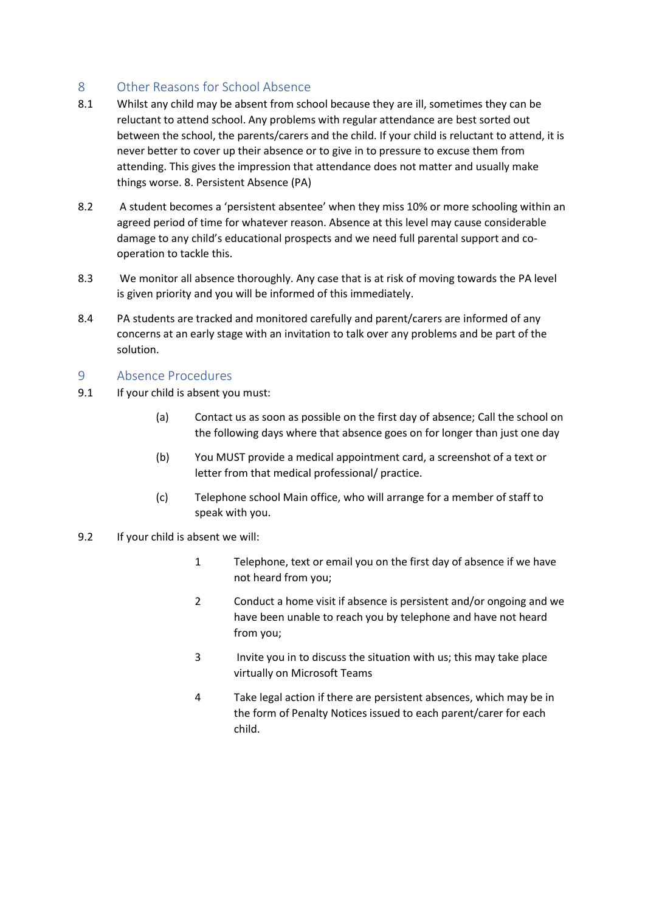## 8 Other Reasons for School Absence

8.1 Whilst any child may be absent from school because they are ill, sometimes they can be reluctant to attend school. Any problems with regular attendance are best sorted out between the school, the parents/carers and the child. If your child is reluctant to attend, it is never better to cover up their absence or to give in to pressure to excuse them from attending. This gives the impression that attendance does not matter and usually make things worse. 8. Persistent Absence (PA)

8.2 A student becomes a 'persistent absentee' when they miss 10% or more schooling within an agreed period of time for whatever reason. Absence at this level may cause considerable damage to any child's educational prospects and we need full parental support and co-operation to tackle this.

8.3 We monitor all absence thoroughly. Any case that is at risk of moving towards the PA level is given priority and you will be informed of this immediately.

8.4 PA students are tracked and monitored carefully and parent/carers are informed of any concerns at an early stage with an invitation to talk over any problems and be part of the solution.

## 9 Absence Procedures

9.1 If your child is absent you must:

- (a) Contact us as soon as possible on the first day of absence; Call the school on the following days where that absence goes on for longer than just one day
- (b) You MUST provide a medical appointment card, a screenshot of a text or letter from that medical professional/ practice.
- (c) Telephone school Main office, who will arrange for a member of staff to speak with you.

9.2 If your child is absent we will:

1. Telephone, text or email you on the first day of absence if we have not heard from you;
2. Conduct a home visit if absence is persistent and/or ongoing and we have been unable to reach you by telephone and have not heard from you;
3. Invite you in to discuss the situation with us; this may take place virtually on Microsoft Teams
4. Take legal action if there are persistent absences, which may be in the form of Penalty Notices issued to each parent/carer for each child.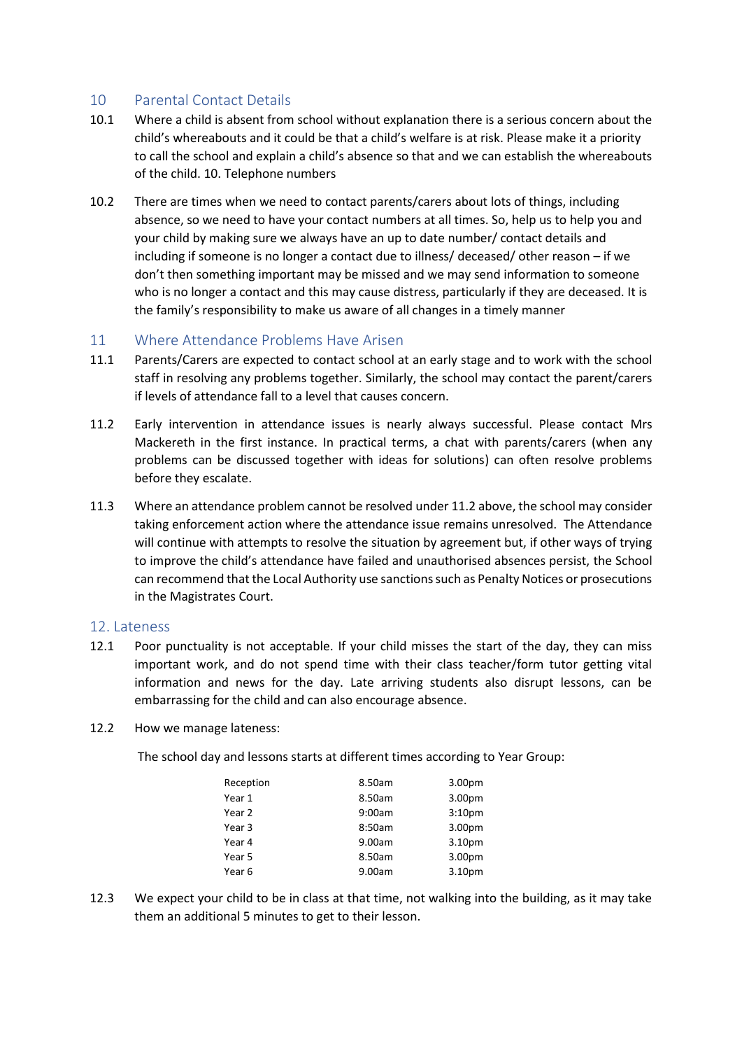## 10 Parental Contact Details

10.1 Where a child is absent from school without explanation there is a serious concern about the child's whereabouts and it could be that a child's welfare is at risk. Please make it a priority to call the school and explain a child's absence so that and we can establish the whereabouts of the child. 10. Telephone numbers

10.2 There are times when we need to contact parents/carers about lots of things, including absence, so we need to have your contact numbers at all times. So, help us to help you and your child by making sure we always have an up to date number/ contact details and including if someone is no longer a contact due to illness/ deceased/ other reason – if we don't then something important may be missed and we may send information to someone who is no longer a contact and this may cause distress, particularly if they are deceased. It is the family's responsibility to make us aware of all changes in a timely manner

## 11 Where Attendance Problems Have Arisen

11.1 Parents/Carers are expected to contact school at an early stage and to work with the school staff in resolving any problems together. Similarly, the school may contact the parent/carers if levels of attendance fall to a level that causes concern.

11.2 Early intervention in attendance issues is nearly always successful. Please contact Mrs Mackereth in the first instance. In practical terms, a chat with parents/carers (when any problems can be discussed together with ideas for solutions) can often resolve problems before they escalate.

11.3 Where an attendance problem cannot be resolved under 11.2 above, the school may consider taking enforcement action where the attendance issue remains unresolved. The Attendance will continue with attempts to resolve the situation by agreement but, if other ways of trying to improve the child's attendance have failed and unauthorised absences persist, the School can recommend that the Local Authority use sanctions such as Penalty Notices or prosecutions in the Magistrates Court.

## 12. Lateness

12.1 Poor punctuality is not acceptable. If your child misses the start of the day, they can miss important work, and do not spend time with their class teacher/form tutor getting vital information and news for the day. Late arriving students also disrupt lessons, can be embarrassing for the child and can also encourage absence.

12.2 How we manage lateness:

The school day and lessons starts at different times according to Year Group:

| | | |
|---|---|---|
| Reception | 8.50am | 3.00pm |
| Year 1 | 8.50am | 3.00pm |
| Year 2 | 9:00am | 3:10pm |
| Year 3 | 8:50am | 3.00pm |
| Year 4 | 9.00am | 3.10pm |
| Year 5 | 8.50am | 3.00pm |
| Year 6 | 9.00am | 3.10pm |

12.3 We expect your child to be in class at that time, not walking into the building, as it may take them an additional 5 minutes to get to their lesson.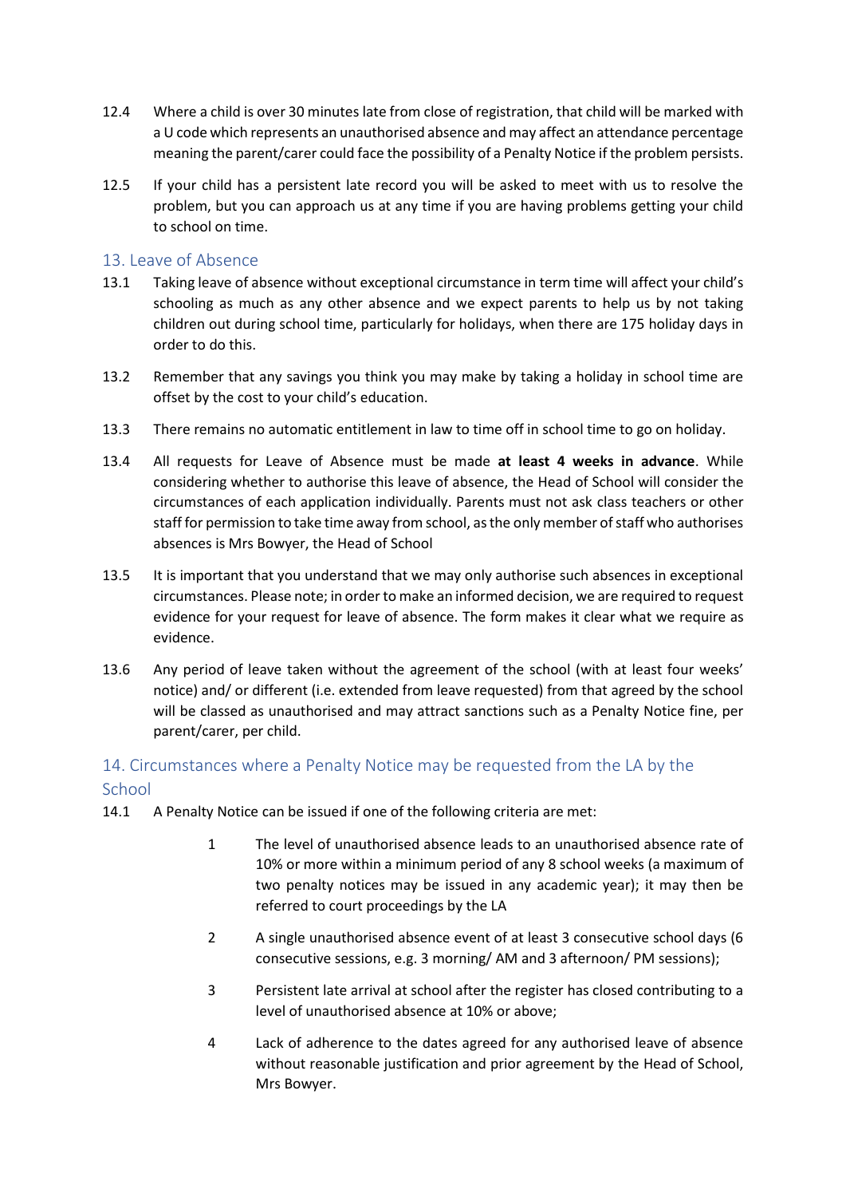12.4 Where a child is over 30 minutes late from close of registration, that child will be marked with a U code which represents an unauthorised absence and may affect an attendance percentage meaning the parent/carer could face the possibility of a Penalty Notice if the problem persists.

12.5 If your child has a persistent late record you will be asked to meet with us to resolve the problem, but you can approach us at any time if you are having problems getting your child to school on time.

## 13. Leave of Absence

13.1 Taking leave of absence without exceptional circumstance in term time will affect your child's schooling as much as any other absence and we expect parents to help us by not taking children out during school time, particularly for holidays, when there are 175 holiday days in order to do this.

13.2 Remember that any savings you think you may make by taking a holiday in school time are offset by the cost to your child's education.

13.3 There remains no automatic entitlement in law to time off in school time to go on holiday.

13.4 All requests for Leave of Absence must be made **at least 4 weeks in advance**. While considering whether to authorise this leave of absence, the Head of School will consider the circumstances of each application individually. Parents must not ask class teachers or other staff for permission to take time away from school, as the only member of staff who authorises absences is Mrs Bowyer, the Head of School

13.5 It is important that you understand that we may only authorise such absences in exceptional circumstances. Please note; in order to make an informed decision, we are required to request evidence for your request for leave of absence. The form makes it clear what we require as evidence.

13.6 Any period of leave taken without the agreement of the school (with at least four weeks' notice) and/ or different (i.e. extended from leave requested) from that agreed by the school will be classed as unauthorised and may attract sanctions such as a Penalty Notice fine, per parent/carer, per child.

## 14. Circumstances where a Penalty Notice may be requested from the LA by the School

14.1 A Penalty Notice can be issued if one of the following criteria are met:

1. The level of unauthorised absence leads to an unauthorised absence rate of 10% or more within a minimum period of any 8 school weeks (a maximum of two penalty notices may be issued in any academic year); it may then be referred to court proceedings by the LA
2. A single unauthorised absence event of at least 3 consecutive school days (6 consecutive sessions, e.g. 3 morning/ AM and 3 afternoon/ PM sessions);
3. Persistent late arrival at school after the register has closed contributing to a level of unauthorised absence at 10% or above;
4. Lack of adherence to the dates agreed for any authorised leave of absence without reasonable justification and prior agreement by the Head of School, Mrs Bowyer.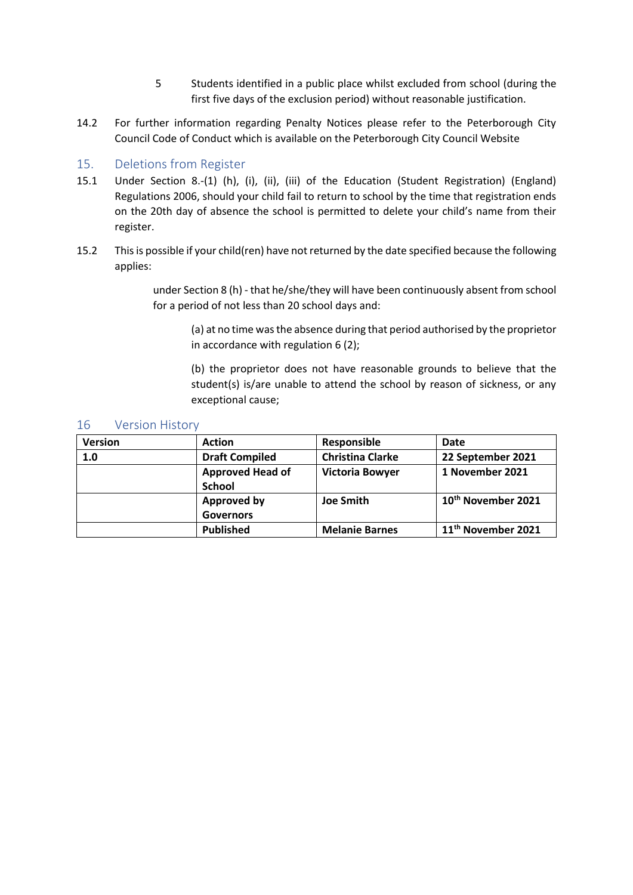5 Students identified in a public place whilst excluded from school (during the first five days of the exclusion period) without reasonable justification.

14.2 For further information regarding Penalty Notices please refer to the Peterborough City Council Code of Conduct which is available on the Peterborough City Council Website

## 15. Deletions from Register

15.1 Under Section 8.-(1) (h), (i), (ii), (iii) of the Education (Student Registration) (England) Regulations 2006, should your child fail to return to school by the time that registration ends on the 20th day of absence the school is permitted to delete your child's name from their register.

15.2 This is possible if your child(ren) have not returned by the date specified because the following applies:

under Section 8 (h) - that he/she/they will have been continuously absent from school for a period of not less than 20 school days and:

(a) at no time was the absence during that period authorised by the proprietor in accordance with regulation 6 (2);

(b) the proprietor does not have reasonable grounds to believe that the student(s) is/are unable to attend the school by reason of sickness, or any exceptional cause;

## 16 Version History

| Version | Action | Responsible | Date |
|---|---|---|---|
| **1.0** | **Draft Compiled** | **Christina Clarke** | **22 September 2021** |
| | **Approved Head of School** | **Victoria Bowyer** | **1 November 2021** |
| | **Approved by Governors** | **Joe Smith** | **10th November 2021** |
| | **Published** | **Melanie Barnes** | **11th November 2021** |